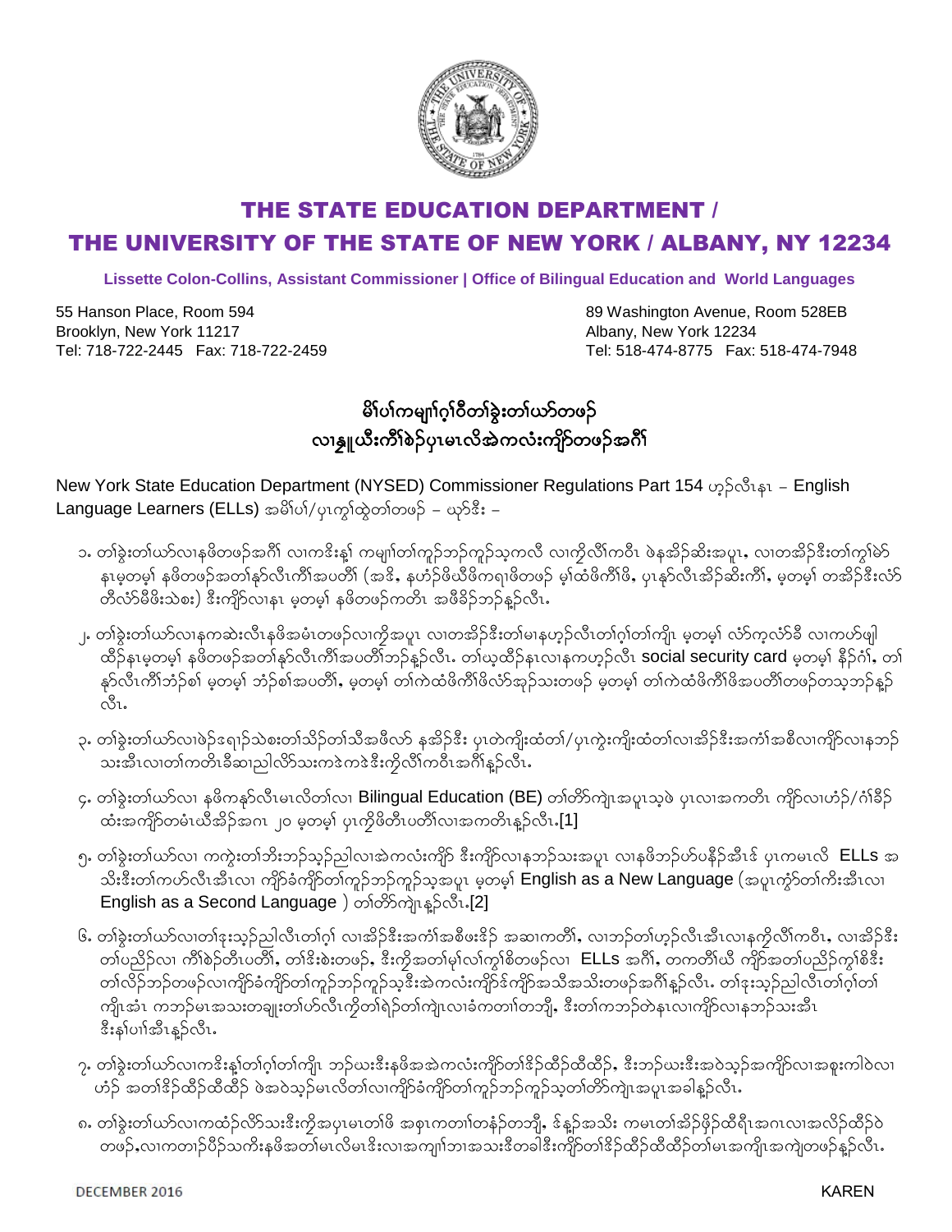# THE STATE EDUCATION DEPARTMENT / THE UNIVERSITY OF THE STATE OF NEW YORK / ALBANY, NY 12234

**Lissette Colon-Collins, Assistant Commissioner | Office of Bilingual Education and World Languages**

55 Hanson Place, Room 594
Brooklyn, New York 11217
Tel: 718-722-2445 Fax: 718-722-2459

89 Washington Avenue, Room 528EB
Albany, New York 12234
Tel: 518-474-8775 Fax: 518-474-7948

## မိၢ်ပၢ်ကမျၢၢ်ဂ့ၢ်ဝီတၢ်ခွဲးတၢ်ယာ်တဖၣ်
## လၢနၤ္ယီးကိၢ်စိၣ်ပှၤမၤလိအဲကလံးကျိာ်တဖၣ်အဂီၢ်

New York State Education Department (NYSED) Commissioner Regulations Part 154 ဟ့ၣ်လီၤနၤ – English Language Learners (ELLs) အမိၢ်ပၢ်/ပှၤကွၢ်ထွဲတၢ်တဖၣ် – ယၥ်ဒီး –

၁. တၢ်ခွဲးတၢ်ယာ်လၢနဖိတဖၣ်အဂီၢ် လၢကဒိးနၢ့် ကမျၢၢ်တၢ်ကူၣ်ဘၣ်ကူၣ်သ့ကလီ လၢကွိလိၢ်ကဝီၤ ဖဲနအိၣ်ဆိးအပူၤ, လၢတအိၣ်ဒီးတၢ်ကွၢ်မဲာ် နၤမ့တမ့ၢ် နဖိတဖၣ်အတၢ်နၣ်လီၤကီၢ်အပတိၢ် (အဒိ, နဟံၣ်ဖိယီဖိကရၢဖိတဖၣ် မ့ၢ်ထံဖိကီၢ်ဖိ, ပှၤနၣ်လီၤအိၣ်ဆိးကီၢ်, မ့တမ့ၢ် တအိၣ်ဒီးလံာ် တီလံာ်မိဖိးသဲစး) ဒီးကျိာ်လၢနၤ မ့တမ့ၢ် နဖိတဖၣ်ကတိၤ အဖီခိၣ်ဘၣ်နၣ်လီၤ.

၂. တၢ်ခွဲးတၢ်ယာ်လၢနကဆဲးလီၤနဖိအမံၤတဖၣ်လၢကွိအပူၤ လၢတအိၣ်ဒီးတၢ်မၢနဟ့ၣ်လီၤတၢ်ဂ့ၢ်တၢ်ကျိၤ မ့တမ့ၢ် လံာ်က့လံာ်ခီ လၢကဟ်ဖျါ ထိၣ်နၤမ့တမ့ၢ် နဖိတဖၣ်အတၢ်နၣ်လီၤကီၢ်အပတိၢ်ဘၣ်နၣ်လီၤ. တၢ်ယ့ထိၣ်နၤလၢနကဟ့ၣ်လီၤ social security card မ့တမ့ၢ် နီၣ်ဂံၢ်, တၢ် နၣ်လီၤကီၢ်ဘံၣ်စ့ၢ် မ့တမ့ၢ် ဘံၣ်စ့ၢ်အပတိၢ်, မ့တမ့ၢ် တၢ်ကဲထံဖိကီၢ်ဖိလံာ်အှၣ်သးတဖၣ် မ့တမ့ၢ် တၢ်ကဲထံဖိကီၢ်ဖိအပတိၢ်တဖၣ်တသ့ဘၣ်နၣ် လီၤ.

၃. တၢ်ခွဲးတၢ်ယာ်လၢဖဲၣ်ဧရၢၣ်သဲစးတၢ်သိၣ်တၢ်သိအဖီလာ် နအိၣ်ဒီး ပှၤတဲကျိးထံတၢ်/ပှၤကွဲးကျိးထံတၢ်လၢအိၣ်ဒီးအကံၢ်အစီလၢကျိာ်လၢနဘၣ် သးအီၤလၢတၢ်ကတိၤခီဆၢညါလိာ်သးကဒဲကဒဲဒီးကွိလိၢ်ကဝီၤအဂီၢ်နၣ်လီၤ.

၄. တၢ်ခွဲးတၢ်ယာ်လၢ နဖိကနၣ်လီၤမၤလိတၢ်လၢ Bilingual Education (BE) တၢ်တိာ်ကျဲၤအပူၤသ့ဖဲ ပှၤလၢအကတိၤ ကျိာ်လၢဟံၣ်/ဂံၢ်ခိၣ် ထံးအကျိာ်တမံၤယီအိၣ်အဂၤ ၂၀ မ့တမ့ၢ် ပှၤကွိဖိတိၤပတိၢ်လၢအကတိၤနၣ်လီၤ.[1]

၅. တၢ်ခွဲးတၢ်ယာ်လၢ ကကွဲးတၢ်ဘိးဘၣ်သ့ၣ်ညါလၢအဲကလံးကျိာ် ဒီးကျိာ်လၢနဘၣ်သးအပူၤ လၢနဖိဘၣ်ဟ်ပနီၣ်အီၤဒ် ပှၤကမၤလိ ELLs အ သိးဒီးတၢ်ကဟ်လီၤအီၤလၢ ကျိာ်ခံကျိာ်တၢ်ကူၣ်ဘၣ်ကူၣ်သ့အပူၤ မ့တမ့ၢ် English as a New Language (အပူၤကွံာ်တၢ်ကိးအီၤလၢ English as a Second Language ) တၢ်တိာ်ကျဲၤနၣ်လီၤ.[2]

၆. တၢ်ခွဲးတၢ်ယာ်လၢတၢ်ဒုးသ့ၣ်ညါလီၤတၢ်ဂ့ၢ် လၢအိၣ်ဒီးအကံၢ်အစီဖးဒိၣ် အဆၢကတိၢ်, လၢဘၣ်တၢ်ဟ့ၣ်လီၤအီၤလၢနကွိလိၢ်ကဝီၤ, လၢအိၣ်ဒီး တၢ်ပညိၣ်လၢ ကီၢ်စဲၣ်တိၤပတိၢ်, တၢ်ဒိးစဲးတဖၣ်, ဒီးကွိအတၢ်မၢ်လၢ်ကွၢ်စိတဖၣ်လၢ ELLs အဂီၢ်, တကတိၢ်ယီ ကျိာ်အတၢ်ပညိၣ်ကွၢ်စိဒီး တၢ်လိၣ်ဘၣ်တဖၣ်လၢကျိာ်ခံကျိာ်တၢ်ကူၣ်ဘၣ်ကူၣ်သ့ဒီးအဲကလံးကျိာ်ဒ်ကျိာ်အသီအသိးတဖၣ်အဂီၢ်နၣ်လီၤ. တၢ်ဒုးသ့ၣ်ညါလီၤတၢ်ဂ့ၢ်တၢ် ကျိၤအံၤ ကဘၣ်မၤအသးတချူးတၢ်ဟ်လီၤကွိတၢ်ရဲၣ်တၢ်ကျဲၤလၢခံကတၢၢ်တဘျီ, ဒီးတၢ်ကဘၣ်တဲနၤလၢကျိာ်လၢနဘၣ်သးအီၤ ဒီးနၢ်ပၢၢ်အီၤနၣ်လီၤ.

၇. တၢ်ခွဲးတၢ်ယာ်လၢကဒိးနၢ့်တၢ်ဂ့ၢ်တၢ်ကျိၤ ဘၣ်ဃးဒီးနဖိအအဲကလံးကျိာ်တၢ်ဒိၣ်ထီၣ်ထီထီၣ်, ဒီးဘၣ်ဃးဒီးအဝဲသ့ၣ်အကျိာ်လၢအစူးကါဝဲလၢ ဟံၣ် အတၢ်ဒိၣ်ထီၣ်ထီထီၣ် ဖဲအဝဲသ့ၣ်မၤလိတၢ်လၢကျိာ်ခံကျိာ်တၢ်ကူၣ်ဘၣ်ကူၣ်သ့တၢ်တိာ်ကျဲၤအပူၤအခါနၣ်လီၤ.

၈. တၢ်ခွဲးတၢ်ယာ်လၢကထံၣ်လိာ်သးဒီးကွိအပှၤမၤတၢ်ဖိ အစုၤကတၢၢ်တနံၣ်တဘျီ, ဒ်နၣ်အသိး ကမၤတၢ်အိၣ်ဖှိၣ်ထီရီၤအဂၤလၢအလိၣ်ထိၣ်ဝဲ တဖၣ်,လၢကတၢၣ်ပိၣ်သကိးနဖိအတၢ်မၤလိမၤဒိးလၢအကျၢၢ်ဘၢအသးဒီတခါဒီးကျိာ်တၢ်ဒိၣ်ထီၣ်ထီထီၣ်တၢ်မၤအကျိၤအကျဲတဖၣ်နၣ်လီၤ.

DECEMBER 2016 KAREN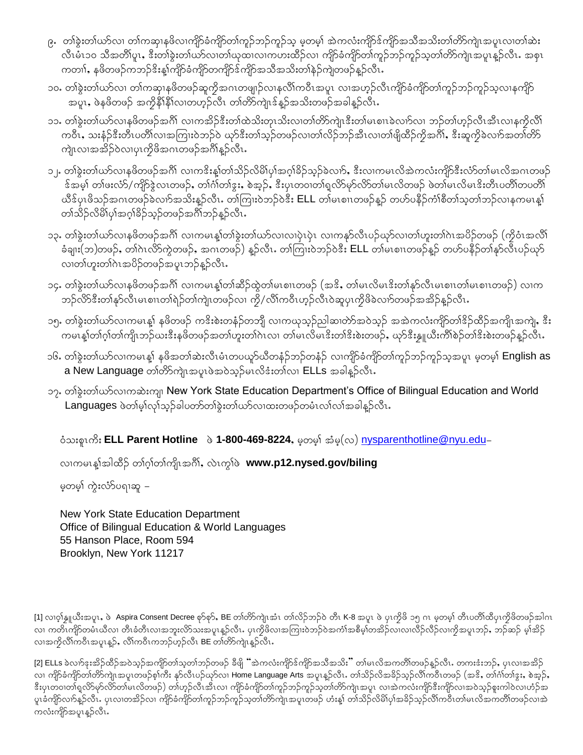၉. တၢ်ခွဲးတၢ်ယာ်လၢ တၢ်ကဆုၢနဖိလၢကိုာ်ခံကိုာ်တၢ်ကူဉ်ဘဉ်ကူဉ်သ့ မ့တမ့ၢ် အဲကလံးကျိာ်ဒ်ကျိာ်အသီအသိးတၢ်တိာ်ကျဲၤအပူၤလၢတၢ်ဆဲး လီၤမံၤ၁၀ သီအတီၢ်ပူၤ, ဒီးတၢ်ခွဲးတၢ်ယာ်လၢတၢ်ယုထၢလၢကဟးထိဉ်လၢ ကိုာ်ခံကိုာ်တၢ်ကူဉ်ဘဉ်ကူဉ်သ့တၢ်တိာ်ကျဲၤအပူၤန့ၣ်လီၤ. အစှၤ ကတၢၢ်, နဖိတဖဉ်ကဘဉ်ဒီးန့ၢ်ကိုာ်ခံကိုာ်တကျိာ်ဒ်ကျိာ်အသီအသိးတၢ်နဲဉ်ကျဲတဖဉ်န့ၣ်လီၤ.

၁၀. တၢ်ခွဲးတၢ်ယာ်လၢ တၢ်ကဆုၢနဖိတဖဉ်ဆူကို္ခအဂၤတဖျာဉ်လၢနလီၢ်ကဝီၤအပူၤ လၢအဟ့ဉ်လီၤကိုာ်ခံကိုာ်တၢ်ကူဉ်ဘဉ်ကူဉ်သ့လၢနကျိာ် အပူၤ, ဖဲနဖိတဖဉ် အကို္ခနီၢ်နီၢ်လၢတဟ့ဉ်လီၤ တၢ်တိာ်ကျဲၤဒ်န့ၣ်အသိးတဖဉ်အခါန့ၣ်လီၤ.

၁၁. တၢ်ခွဲးတၢ်ယာ်လၢနဖိတဖဉ်အဂီၢ် လၢကအိဉ်ဒီးတၢ်ထဲသိးတုၤသိးလၢတၢ်တိာ်ကျဲၤဒီးတၢ်မၤစၢၤခဲလၢာ်လၢ ဘဉ်တၢ်ဟ့ဉ်လီၤအီၤလၢနကို္ခလီၢ် ကဝီၤ, သးနံဉ်ဒီးတီၤပတီၢ်လၢအကြၢးဝဲဘဉ်ဝဲ ယုာ်ဒီးတၢ်သ့ဉ်တဖဉ်လၢတၢ်လိဉ်ဘဉ်အီၤလၢတၢ်ဖျိထိဉ်ကို္ခအဂီၢ်, ဒီးဆူကို္ခခဲလၢာ်အတၢ်တိာ် ကျဲၤလၢအအိဉ်ဝဲလၢပှၤကို္ခဖိအဂၤတဖဉ်အဂီၢ်န့ၣ်လီၤ.

၁၂. တၢ်ခွဲးတၢ်ယာ်လၢနဖိတဖဉ်အဂီၢ် လၢကဒီးန့ၢ်တၢ်သိဉ်လိမိၢ်ပှၢ်အဂ့ၢ်ခိဉ်သ့ဉ်ခဲလၢာ်, ဒီးလၢကမၤလိအဲကလံးကျိာ်ဒီးလံာ်တၢ်မၤလိအဂၤတဖဉ် ဒ်အမ့ၢ် တၢ်ဖးလံာ်/ကျိာ်ဒွဲလၤတဖဉ်, တၢ်ဂံၢ်တၢ်ဒွး, စဲအ့ဉ်, ဒီးပှၤတဝၢတၢ်ရှလိာ်မုာ်လိာ်တၢ်မၤလိတဖဉ် ဖဲတၢ်မၤလိမၤဒီးတီၤပတီၢ်တပတီၢ် ယီဒ်ပှၤဖိသဉ်အဂၤတဖဉ်ခဲလၢာ်အသိးန့ၣ်လီၤ. တၢ်ကြၢးဝဲဘဉ်ဝဲဒီး ELL တၢ်မၤစၢၤတဖဉ်န့ၣ် တဟ်ပနိဉ်ကံၢ်စီတၢ်သ့တၢ်ဘဉ်လၢနကမၤန့ၢ် တၢ်သိဉ်လိမိၢ်ပှၢ်အဂ့ၢ်ခိဉ်သ့ဉ်တဖဉ်အဂီၢ်ဘဉ်န့ၣ်လီၤ.

၁၃. တၢ်ခွဲးတၢ်ယာ်လၢနဖိတဖဉ်အဂီၢ် လၢကမၤန့ၢ်တၢ်ခွဲးတၢ်ယာ်လၢလၢပုဲၤပုဲၤ လၢကနုာ်လီၤပဉ်ယှာ်လၢတၢ်ဟူးတၢ်ဂဲၤအပိဉ်တဖဉ် (ကို္ခဝံၤအလိၢ် ခံချံၤ(ဘ)တဖဉ်, တၢ်ဂဲၤလိာ်ကွဲတဖဉ်, အဂၤတဖဉ်) န့ၣ်လီၤ. တၢ်ကြၢးဝဲဘဉ်ဝဲဒီး ELL တၢ်မၤစၢၤတဖဉ်န့ၣ် တဟ်ပနိဉ်တၢ်နုာ်လီၤပဉ်ယှာ် လၢတၢ်ဟူးတၢ်ဂဲၤအပိဉ်တဖဉ်အပူၤဘဉ်န့ၣ်လီၤ.

၁၄. တၢ်ခွဲးတၢ်ယာ်လၢနဖိတဖဉ်အဂီၢ် လၢကမၤန့ၢ်တၢ်ဆိဉ်ထွဲတၢ်မၤစၢၤတဖဉ် (အဒိ, တၢ်မၤလိမၤဒီးတၢ်နုာ်လီၤမၤစၢၤတၢ်မၤစၢၤတဖဉ်) လၢက ဘဉ်လိာ်ဒီးတၢ်နုာ်လီၤမၤစၢၤတၢ်ရဲဉ်တၢ်ကျဲၤတဖဉ်လၢ ကို/လီၢ်ကဝီၤဟ့ဉ်လီၤဝဲဆူပှၤကို္ခဖိခဲလၢာ်တဖဉ်အအိဉ်န့ၣ်လီၤ.

၁၅. တၢ်ခွဲးတၢ်ယာ်လၢကမၤန့ၢ် နဖိတဖဉ် ကဒိးစံးတနံဉ်တဘျီ လၢကယုသ့ဉ်ညါဆၢတဲာ်အဝဲသ့ဉ် အအဲကလံးကျိာ်တၢ်ဒိဉ်ထိဉ်အကျိၤအကျဲ, ဒီး ကမၤန့ၢ်တၢ်ဂ့ၢ်တၢ်ကျိၤဘဉ်ယးဒီးနဖိတဖဉ်အတၢ်ဟူးတၢ်ဂဲၤလၢ တၢ်မၤလိမၤဒီးတၢ်ဒိးစံးတဖဉ်, ယှာ်ဒီးန္ၤယီးကီၢ်စဲဉ်တၢ်ဒိးစံးတဖဉ်န့ၣ်လီၤ.

၁၆. တၢ်ခွဲးတၢ်ယာ်လၢကမၤန့ၢ် နဖိအတၢ်ဆဲးလီၤမံၤတပယှာ်ယီတနံဉ်ဘဉ်တနံဉ် လၢကိုာ်ခံကိုာ်တၢ်ကူဉ်ဘဉ်ကူဉ်သ့အပူၤ မ့တမ့ၢ် English as a New Language တၢ်တိာ်ကျဲၤအပူၤဖဲအဝဲသ့ဉ်မၤလိဒံးတၢ်လၢ ELLs အခါန့ၣ်လီၤ.

၁၇. တၢ်ခွဲးတၢ်ယာ်လၢကဆဲးကျၢ New York State Education Department's Office of Bilingual Education and World Languages ဖဲတၢ်မ့ၢ်လ့ၢ်သ့ဉ်ခါပတာ်တၢ်ခွဲးတၢ်ယာ်လၢထးတဖဉ်တမံၤလၢ်လၢ်အခါန့ၣ်လီၤ.

ဝံသးစူၤကိး **ELL Parent Hotline** ဖဲ **1-800-469-8224**, မ့တမ့ၢ် အံမ့(လ) nysparenthotline@nyu.edu–

လၢကမၤန့ၢ်အါထိဉ် တၢ်ဂ့ၢ်တၢ်ကျိၤအဂီၢ်, လဲၤကွၢ်ဖဲ **www.p12.nysed.gov/biling**

မ့တမ့ၢ် ကွဲးလံာ်ပရၢဆူ –

New York State Education Department
Office of Bilingual Education & World Languages
55 Hanson Place, Room 594
Brooklyn, New York 11217

[1] လၢဂ့ၢ်န္ၤယီးအပူၤ, ဖဲ Aspira Consent Decree စှာ်စှာ်, BE တၢ်တိာ်ကျဲၤအံၤ တၢ်လိဉ်ဘဉ်ဝဲ တီၤ K-8 အပူၤ ဖဲ ပှၤကို္ခဖိ ၁၅ ဂၤ မ့တမ့ၢ် တီၤပတီၢ်ထီပှၤကို္ခဖိတဖဉ်အါဂၤ လၢ ကတီၤကျိာ်တမံၤယီလၢ တီၤခံတီၤလၢအဘူးလိာ်သးအပူၤန့ၣ်လီၤ. ပှၤကို္ခဖိလၢအကြၢးဝဲဘဉ်ဝဲအကံၢ်အစီမ့ၢ်တအိဉ်လၢလၢလိဉ်လိဉ်လၢကို္ခအပူၤဘဉ်, ဘဉ်ဆဉ် မ့ၢ်အိဉ် လၢအကို္ခလီၢ်ကဝီၤအပူၤန့ၣ်, လီၢ်ကဝီၤကဘဉ်ဟ့ဉ်လီၤ BE တၢ်တိာ်ကျဲၤန့ၣ်လီၤ.

[2] ELLs ခဲလၢာ်ဒုးအိဉ်ထိဉ်အဝဲသ့ဉ်အကျိာ်တၢ်သ့တၢ်ဘဉ်တဖဉ် ခီဖျိ "အဲကလံးကျိာ်ဒ်ကျိာ်အသီအသိး" တၢ်မၤလိအကတီၢ်တဖဉ်န့ၣ်လီၤ. တကးဒံးဘဉ်, ပှၤလၢအအိဉ် လၢ ကိုာ်ခံကိုာ်တၢ်တိာ်ကျဲၤအပူၤတဖဉ်စ့ၢ်ကီး နုာ်လီၤပဉ်ယှာ်လၢ Home Language Arts အပူၤန့ၣ်လီၤ. တၢ်သိဉ်လိအခိဉ်သ့ဉ်လီၢ်ကဝီၤတဖဉ် (အဒိ, တၢ်ဂံၢ်တၢ်ဒွး, စဲအ့ဉ်, ဒီးပှၤတဝၢတၢ်ရှလိာ်မုာ်လိာ်တၢ်မၤလိတဖဉ်) တၢ်ဟ့ဉ်လီၤအီၤလၢ ကိုာ်ခံကိုာ်တၢ်ကူဉ်ဘဉ်ကူဉ်သ့တၢ်တိာ်ကျဲၤအပူၤ လၢအဲကလံးကျိာ်ဒီးကျိာ်လၢအဝဲသ့ဉ်စူးကါဝဲလၢဟံဉ်အ ပူၤခံကျိာ်လၢာ်န့ၣ်လီၤ. ပှၤလၢတအိဉ်လၢ ကိုာ်ခံကိုာ်တၢ်ကူဉ်ဘဉ်ကူဉ်သ့တၢ်တိာ်ကျဲၤအပူၤတဖဉ် ဟံးန့ၢ် တၢ်သိဉ်လိမိၢ်ပှၢ်အခိဉ်သ့ဉ်လီၢ်ကဝီၤတၢ်မၤလိအကတီၢ်တဖဉ်လၢအဲ ကလံးကျိာ်အပူၤန့ၣ်လီၤ.